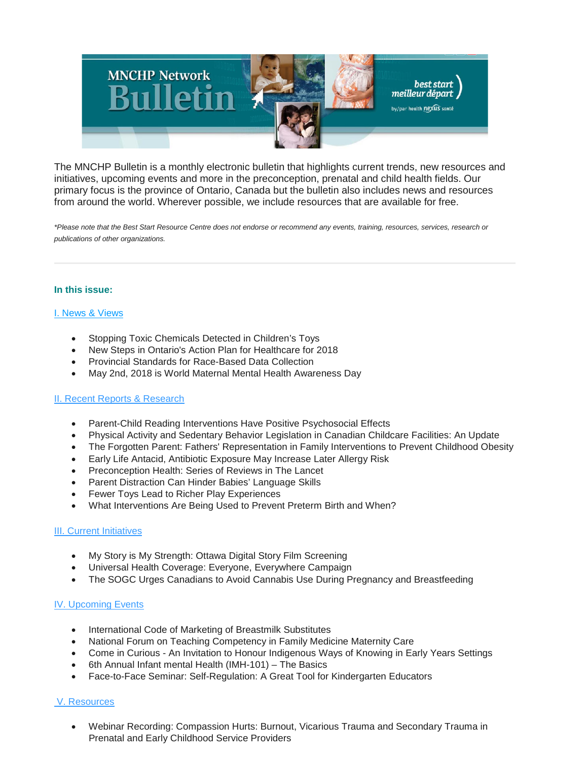The MNCHP Bulletin is a monthly electronic bulletin that highlights current trends, new resources and initiatives, upcoming events and more in the preconception, prenatal and child health fields. Our primary focus is the province of Ontario, Canada but the bulletin also includes news and resources from around the world. Wherever possible, we include resources that are available for free.

*\*Please note that the Best Start Resource Centre does not endorse or recommend any events, training, resources, services, research or publications of other organizations.*

---

### In this issue:

I. News & Views

- Stopping Toxic Chemicals Detected in Children's Toys
- New Steps in Ontario's Action Plan for Healthcare for 2018
- Provincial Standards for Race-Based Data Collection
- May 2nd, 2018 is World Maternal Mental Health Awareness Day

II. Recent Reports & Research

- Parent-Child Reading Interventions Have Positive Psychosocial Effects
- Physical Activity and Sedentary Behavior Legislation in Canadian Childcare Facilities: An Update
- The Forgotten Parent: Fathers' Representation in Family Interventions to Prevent Childhood Obesity
- Early Life Antacid, Antibiotic Exposure May Increase Later Allergy Risk
- Preconception Health: Series of Reviews in The Lancet
- Parent Distraction Can Hinder Babies' Language Skills
- Fewer Toys Lead to Richer Play Experiences
- What Interventions Are Being Used to Prevent Preterm Birth and When?

III. Current Initiatives

- My Story is My Strength: Ottawa Digital Story Film Screening
- Universal Health Coverage: Everyone, Everywhere Campaign
- The SOGC Urges Canadians to Avoid Cannabis Use During Pregnancy and Breastfeeding

IV. Upcoming Events

- International Code of Marketing of Breastmilk Substitutes
- National Forum on Teaching Competency in Family Medicine Maternity Care
- Come in Curious - An Invitation to Honour Indigenous Ways of Knowing in Early Years Settings
- 6th Annual Infant mental Health (IMH-101) – The Basics
- Face-to-Face Seminar: Self-Regulation: A Great Tool for Kindergarten Educators

V. Resources

- Webinar Recording: Compassion Hurts: Burnout, Vicarious Trauma and Secondary Trauma in Prenatal and Early Childhood Service Providers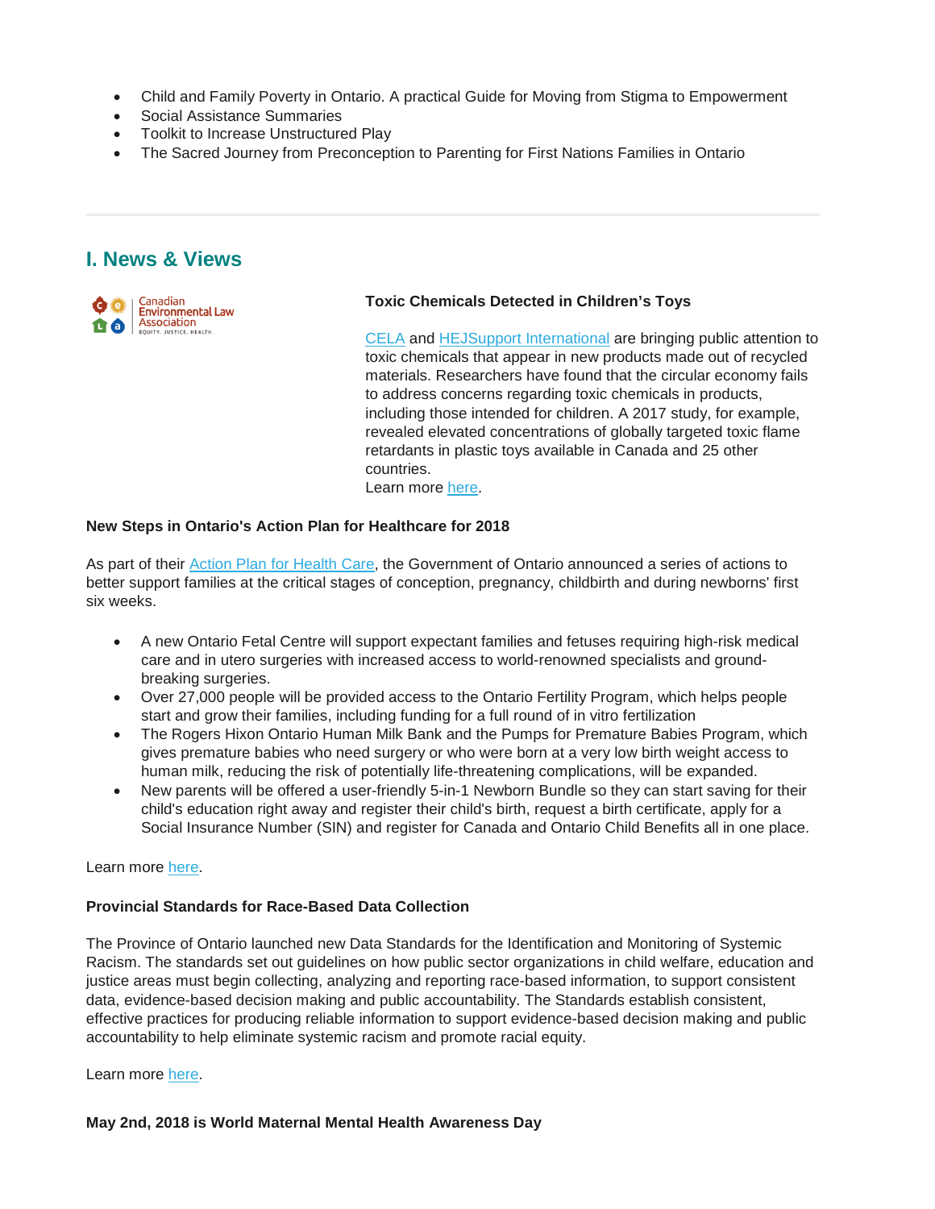- Child and Family Poverty in Ontario. A practical Guide for Moving from Stigma to Empowerment
- Social Assistance Summaries
- Toolkit to Increase Unstructured Play
- The Sacred Journey from Preconception to Parenting for First Nations Families in Ontario

---

## I. News & Views

**Toxic Chemicals Detected in Children's Toys**

CELA and HEJSupport International are bringing public attention to toxic chemicals that appear in new products made out of recycled materials. Researchers have found that the circular economy fails to address concerns regarding toxic chemicals in products, including those intended for children. A 2017 study, for example, revealed elevated concentrations of globally targeted toxic flame retardants in plastic toys available in Canada and 25 other countries.
Learn more here.

**New Steps in Ontario's Action Plan for Healthcare for 2018**

As part of their Action Plan for Health Care, the Government of Ontario announced a series of actions to better support families at the critical stages of conception, pregnancy, childbirth and during newborns' first six weeks.

- A new Ontario Fetal Centre will support expectant families and fetuses requiring high-risk medical care and in utero surgeries with increased access to world-renowned specialists and ground-breaking surgeries.
- Over 27,000 people will be provided access to the Ontario Fertility Program, which helps people start and grow their families, including funding for a full round of in vitro fertilization
- The Rogers Hixon Ontario Human Milk Bank and the Pumps for Premature Babies Program, which gives premature babies who need surgery or who were born at a very low birth weight access to human milk, reducing the risk of potentially life-threatening complications, will be expanded.
- New parents will be offered a user-friendly 5-in-1 Newborn Bundle so they can start saving for their child's education right away and register their child's birth, request a birth certificate, apply for a Social Insurance Number (SIN) and register for Canada and Ontario Child Benefits all in one place.

Learn more here.

**Provincial Standards for Race-Based Data Collection**

The Province of Ontario launched new Data Standards for the Identification and Monitoring of Systemic Racism. The standards set out guidelines on how public sector organizations in child welfare, education and justice areas must begin collecting, analyzing and reporting race-based information, to support consistent data, evidence-based decision making and public accountability. The Standards establish consistent, effective practices for producing reliable information to support evidence-based decision making and public accountability to help eliminate systemic racism and promote racial equity.

Learn more here.

**May 2nd, 2018 is World Maternal Mental Health Awareness Day**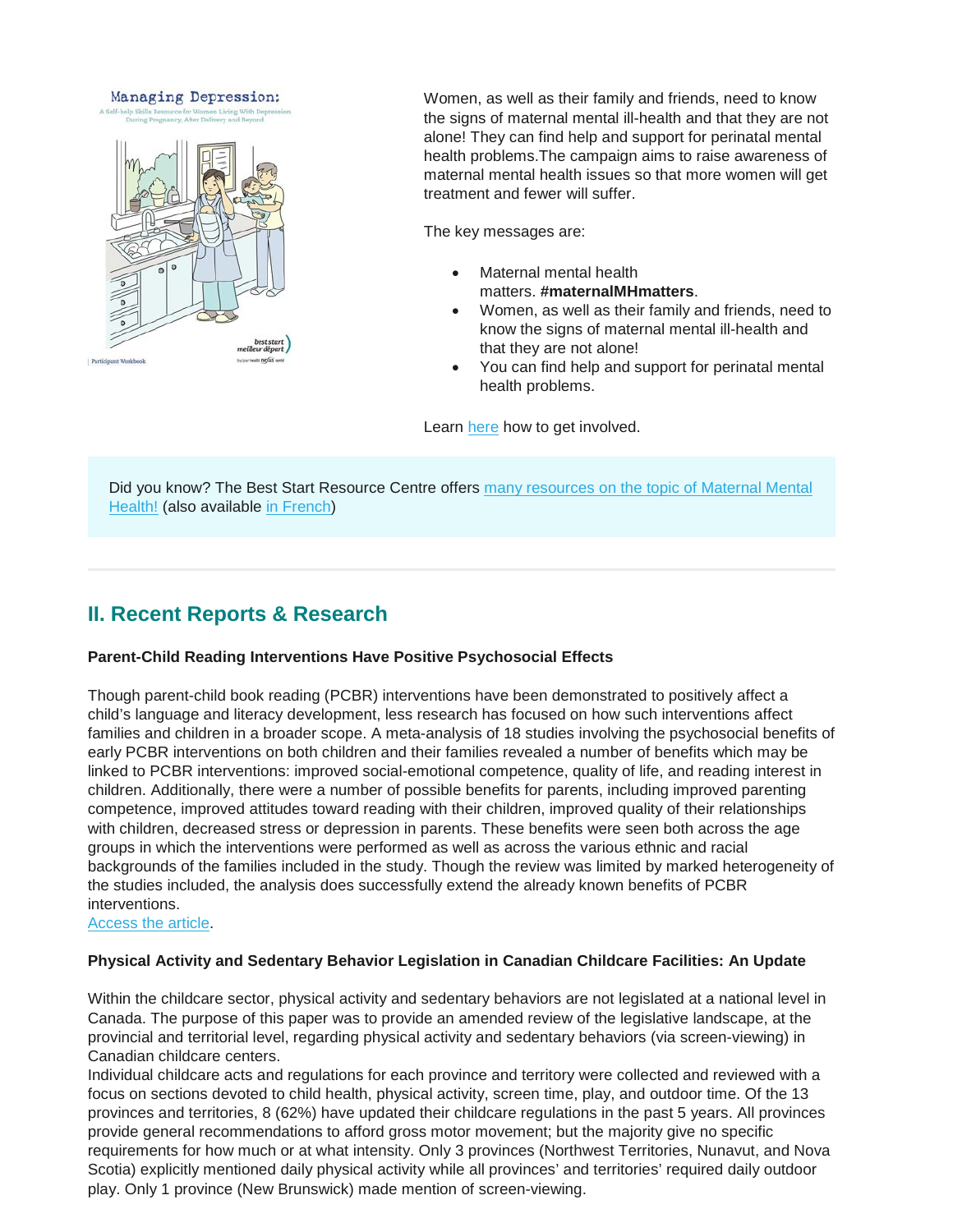Women, as well as their family and friends, need to know the signs of maternal mental ill-health and that they are not alone! They can find help and support for perinatal mental health problems.The campaign aims to raise awareness of maternal mental health issues so that more women will get treatment and fewer will suffer.

The key messages are:

- Maternal mental health matters. **#maternalMHmatters**.
- Women, as well as their family and friends, need to know the signs of maternal mental ill-health and that they are not alone!
- You can find help and support for perinatal mental health problems.

Learn here how to get involved.

Did you know? The Best Start Resource Centre offers many resources on the topic of Maternal Mental Health! (also available in French)

## II. Recent Reports & Research

**Parent-Child Reading Interventions Have Positive Psychosocial Effects**

Though parent-child book reading (PCBR) interventions have been demonstrated to positively affect a child's language and literacy development, less research has focused on how such interventions affect families and children in a broader scope. A meta-analysis of 18 studies involving the psychosocial benefits of early PCBR interventions on both children and their families revealed a number of benefits which may be linked to PCBR interventions: improved social-emotional competence, quality of life, and reading interest in children. Additionally, there were a number of possible benefits for parents, including improved parenting competence, improved attitudes toward reading with their children, improved quality of their relationships with children, decreased stress or depression in parents. These benefits were seen both across the age groups in which the interventions were performed as well as across the various ethnic and racial backgrounds of the families included in the study. Though the review was limited by marked heterogeneity of the studies included, the analysis does successfully extend the already known benefits of PCBR interventions.
Access the article.

**Physical Activity and Sedentary Behavior Legislation in Canadian Childcare Facilities: An Update**

Within the childcare sector, physical activity and sedentary behaviors are not legislated at a national level in Canada. The purpose of this paper was to provide an amended review of the legislative landscape, at the provincial and territorial level, regarding physical activity and sedentary behaviors (via screen-viewing) in Canadian childcare centers.
Individual childcare acts and regulations for each province and territory were collected and reviewed with a focus on sections devoted to child health, physical activity, screen time, play, and outdoor time. Of the 13 provinces and territories, 8 (62%) have updated their childcare regulations in the past 5 years. All provinces provide general recommendations to afford gross motor movement; but the majority give no specific requirements for how much or at what intensity. Only 3 provinces (Northwest Territories, Nunavut, and Nova Scotia) explicitly mentioned daily physical activity while all provinces' and territories' required daily outdoor play. Only 1 province (New Brunswick) made mention of screen-viewing.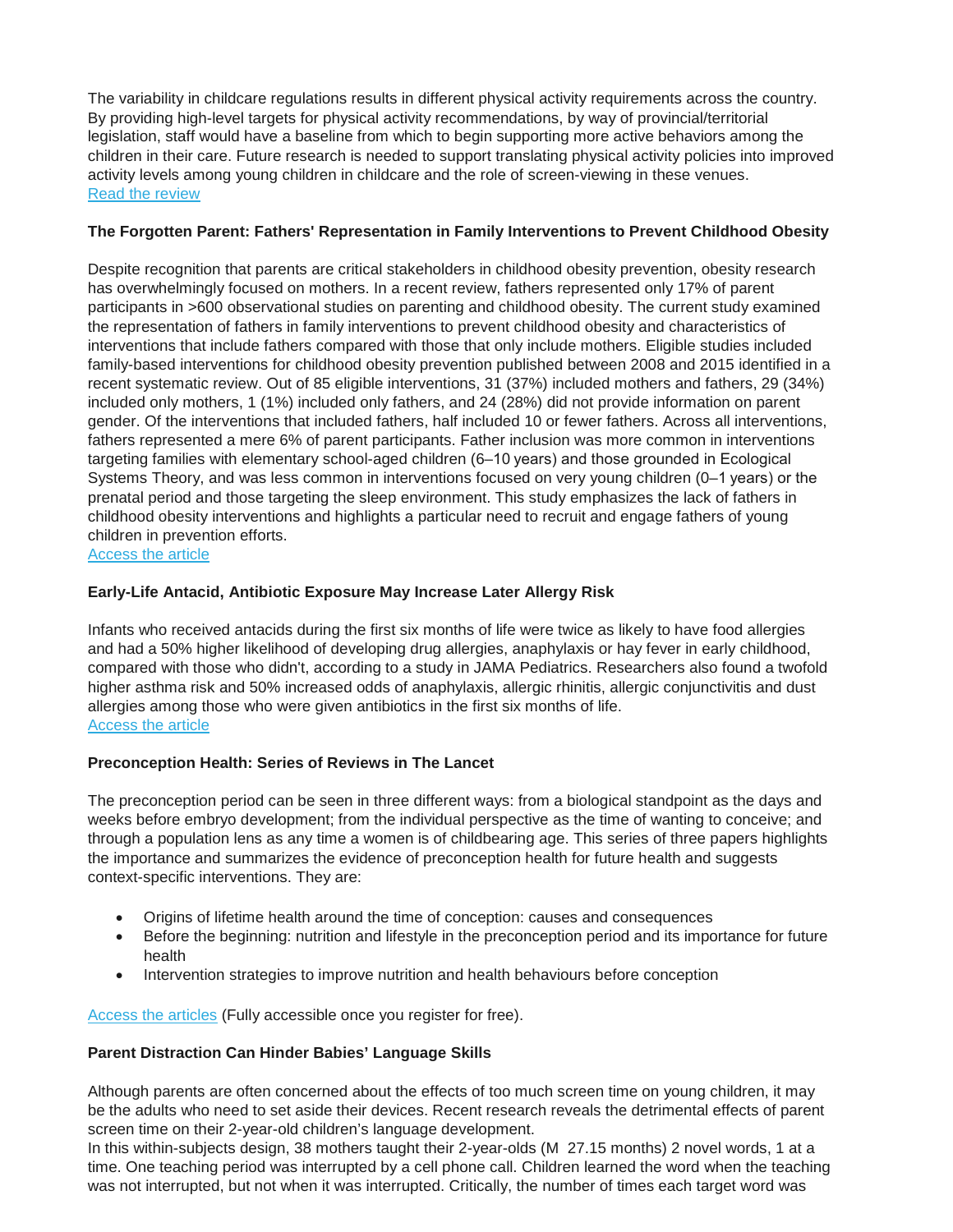The variability in childcare regulations results in different physical activity requirements across the country. By providing high-level targets for physical activity recommendations, by way of provincial/territorial legislation, staff would have a baseline from which to begin supporting more active behaviors among the children in their care. Future research is needed to support translating physical activity policies into improved activity levels among young children in childcare and the role of screen-viewing in these venues.
[Read the review]

**The Forgotten Parent: Fathers' Representation in Family Interventions to Prevent Childhood Obesity**

Despite recognition that parents are critical stakeholders in childhood obesity prevention, obesity research has overwhelmingly focused on mothers. In a recent review, fathers represented only 17% of parent participants in >600 observational studies on parenting and childhood obesity. The current study examined the representation of fathers in family interventions to prevent childhood obesity and characteristics of interventions that include fathers compared with those that only include mothers. Eligible studies included family-based interventions for childhood obesity prevention published between 2008 and 2015 identified in a recent systematic review. Out of 85 eligible interventions, 31 (37%) included mothers and fathers, 29 (34%) included only mothers, 1 (1%) included only fathers, and 24 (28%) did not provide information on parent gender. Of the interventions that included fathers, half included 10 or fewer fathers. Across all interventions, fathers represented a mere 6% of parent participants. Father inclusion was more common in interventions targeting families with elementary school-aged children (6–10 years) and those grounded in Ecological Systems Theory, and was less common in interventions focused on very young children (0–1 years) or the prenatal period and those targeting the sleep environment. This study emphasizes the lack of fathers in childhood obesity interventions and highlights a particular need to recruit and engage fathers of young children in prevention efforts.
[Access the article]

**Early-Life Antacid, Antibiotic Exposure May Increase Later Allergy Risk**

Infants who received antacids during the first six months of life were twice as likely to have food allergies and had a 50% higher likelihood of developing drug allergies, anaphylaxis or hay fever in early childhood, compared with those who didn't, according to a study in JAMA Pediatrics. Researchers also found a twofold higher asthma risk and 50% increased odds of anaphylaxis, allergic rhinitis, allergic conjunctivitis and dust allergies among those who were given antibiotics in the first six months of life.
[Access the article]

**Preconception Health: Series of Reviews in The Lancet**

The preconception period can be seen in three different ways: from a biological standpoint as the days and weeks before embryo development; from the individual perspective as the time of wanting to conceive; and through a population lens as any time a women is of childbearing age. This series of three papers highlights the importance and summarizes the evidence of preconception health for future health and suggests context-specific interventions. They are:

- Origins of lifetime health around the time of conception: causes and consequences
- Before the beginning: nutrition and lifestyle in the preconception period and its importance for future health
- Intervention strategies to improve nutrition and health behaviours before conception

[Access the articles] (Fully accessible once you register for free).

**Parent Distraction Can Hinder Babies' Language Skills**

Although parents are often concerned about the effects of too much screen time on young children, it may be the adults who need to set aside their devices. Recent research reveals the detrimental effects of parent screen time on their 2-year-old children's language development.
In this within-subjects design, 38 mothers taught their 2-year-olds (M 27.15 months) 2 novel words, 1 at a time. One teaching period was interrupted by a cell phone call. Children learned the word when the teaching was not interrupted, but not when it was interrupted. Critically, the number of times each target word was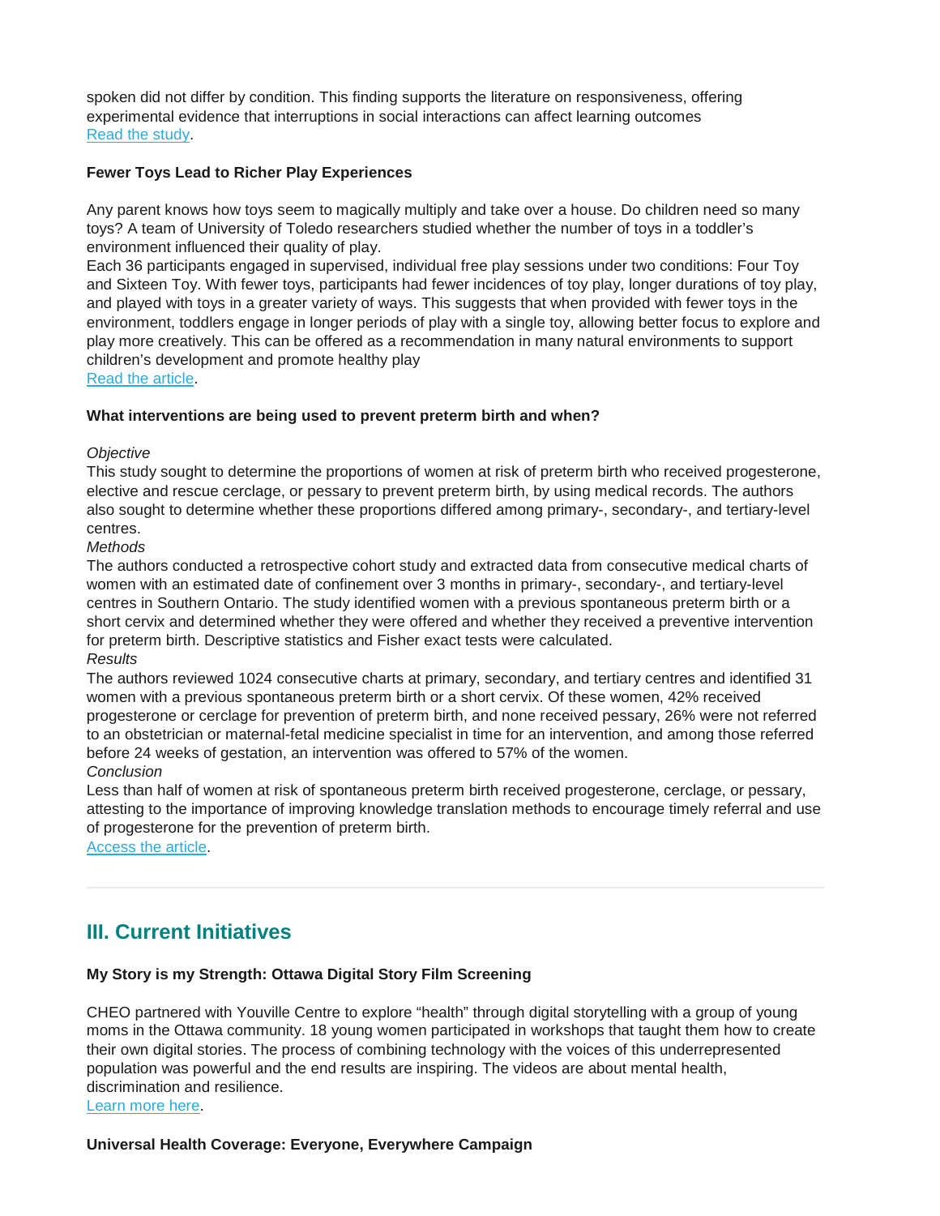spoken did not differ by condition. This finding supports the literature on responsiveness, offering experimental evidence that interruptions in social interactions can affect learning outcomes
Read the study.

**Fewer Toys Lead to Richer Play Experiences**

Any parent knows how toys seem to magically multiply and take over a house. Do children need so many toys? A team of University of Toledo researchers studied whether the number of toys in a toddler's environment influenced their quality of play.
Each 36 participants engaged in supervised, individual free play sessions under two conditions: Four Toy and Sixteen Toy. With fewer toys, participants had fewer incidences of toy play, longer durations of toy play, and played with toys in a greater variety of ways. This suggests that when provided with fewer toys in the environment, toddlers engage in longer periods of play with a single toy, allowing better focus to explore and play more creatively. This can be offered as a recommendation in many natural environments to support children's development and promote healthy play
Read the article.

**What interventions are being used to prevent preterm birth and when?**

*Objective*
This study sought to determine the proportions of women at risk of preterm birth who received progesterone, elective and rescue cerclage, or pessary to prevent preterm birth, by using medical records. The authors also sought to determine whether these proportions differed among primary-, secondary-, and tertiary-level centres.
*Methods*
The authors conducted a retrospective cohort study and extracted data from consecutive medical charts of women with an estimated date of confinement over 3 months in primary-, secondary-, and tertiary-level centres in Southern Ontario. The study identified women with a previous spontaneous preterm birth or a short cervix and determined whether they were offered and whether they received a preventive intervention for preterm birth. Descriptive statistics and Fisher exact tests were calculated.
*Results*
The authors reviewed 1024 consecutive charts at primary, secondary, and tertiary centres and identified 31 women with a previous spontaneous preterm birth or a short cervix. Of these women, 42% received progesterone or cerclage for prevention of preterm birth, and none received pessary, 26% were not referred to an obstetrician or maternal-fetal medicine specialist in time for an intervention, and among those referred before 24 weeks of gestation, an intervention was offered to 57% of the women.
*Conclusion*
Less than half of women at risk of spontaneous preterm birth received progesterone, cerclage, or pessary, attesting to the importance of improving knowledge translation methods to encourage timely referral and use of progesterone for the prevention of preterm birth.
Access the article.

---

## III. Current Initiatives

**My Story is my Strength: Ottawa Digital Story Film Screening**

CHEO partnered with Youville Centre to explore "health" through digital storytelling with a group of young moms in the Ottawa community. 18 young women participated in workshops that taught them how to create their own digital stories. The process of combining technology with the voices of this underrepresented population was powerful and the end results are inspiring. The videos are about mental health, discrimination and resilience.
Learn more here.

**Universal Health Coverage: Everyone, Everywhere Campaign**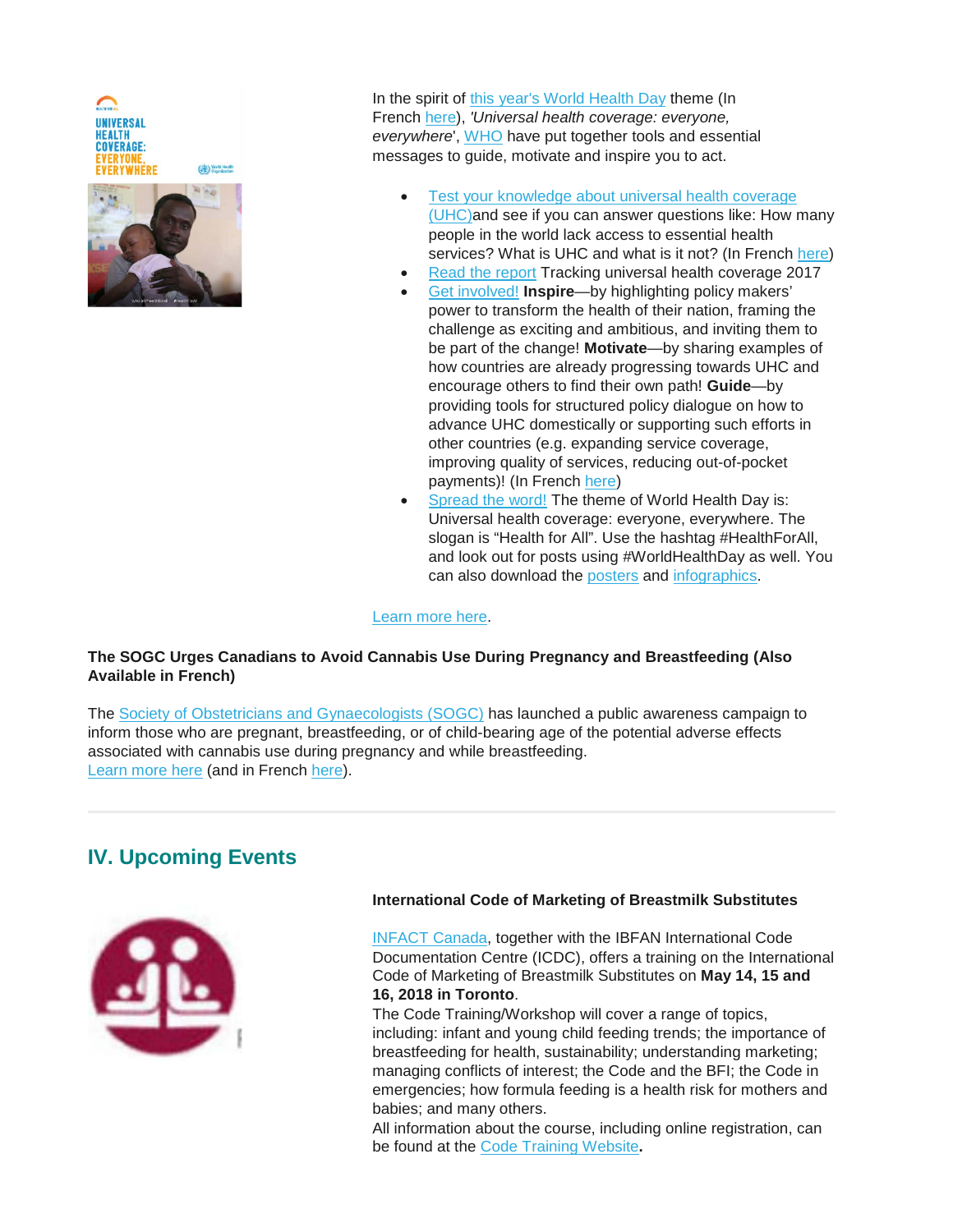In the spirit of this year's World Health Day theme (In French here), *'Universal health coverage: everyone, everywhere*', WHO have put together tools and essential messages to guide, motivate and inspire you to act.

- Test your knowledge about universal health coverage (UHC)and see if you can answer questions like: How many people in the world lack access to essential health services? What is UHC and what is it not? (In French here)
- Read the report Tracking universal health coverage 2017
- Get involved! **Inspire**—by highlighting policy makers' power to transform the health of their nation, framing the challenge as exciting and ambitious, and inviting them to be part of the change! **Motivate**—by sharing examples of how countries are already progressing towards UHC and encourage others to find their own path! **Guide**—by providing tools for structured policy dialogue on how to advance UHC domestically or supporting such efforts in other countries (e.g. expanding service coverage, improving quality of services, reducing out-of-pocket payments)! (In French here)
- Spread the word! The theme of World Health Day is: Universal health coverage: everyone, everywhere. The slogan is "Health for All". Use the hashtag #HealthForAll, and look out for posts using #WorldHealthDay as well. You can also download the posters and infographics.

Learn more here.

**The SOGC Urges Canadians to Avoid Cannabis Use During Pregnancy and Breastfeeding (Also Available in French)**

The Society of Obstetricians and Gynaecologists (SOGC) has launched a public awareness campaign to inform those who are pregnant, breastfeeding, or of child-bearing age of the potential adverse effects associated with cannabis use during pregnancy and while breastfeeding.
Learn more here (and in French here).

## IV. Upcoming Events

**International Code of Marketing of Breastmilk Substitutes**

INFACT Canada, together with the IBFAN International Code Documentation Centre (ICDC), offers a training on the International Code of Marketing of Breastmilk Substitutes on **May 14, 15 and 16, 2018 in Toronto**.
The Code Training/Workshop will cover a range of topics, including: infant and young child feeding trends; the importance of breastfeeding for health, sustainability; understanding marketing; managing conflicts of interest; the Code and the BFI; the Code in emergencies; how formula feeding is a health risk for mothers and babies; and many others.
All information about the course, including online registration, can be found at the Code Training Website.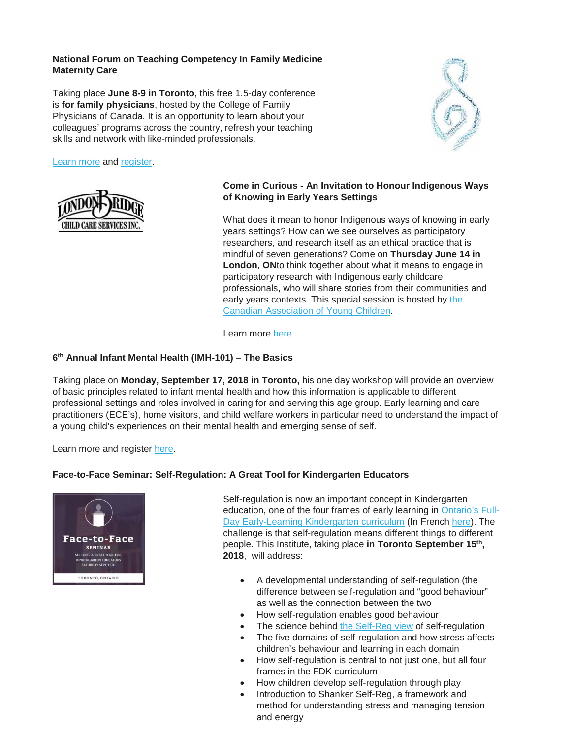**National Forum on Teaching Competency In Family Medicine Maternity Care**

Taking place **June 8-9 in Toronto**, this free 1.5-day conference is **for family physicians**, hosted by the College of Family Physicians of Canada. It is an opportunity to learn about your colleagues' programs across the country, refresh your teaching skills and network with like-minded professionals.

Learn more and register.

**Come in Curious - An Invitation to Honour Indigenous Ways of Knowing in Early Years Settings**

What does it mean to honor Indigenous ways of knowing in early years settings? How can we see ourselves as participatory researchers, and research itself as an ethical practice that is mindful of seven generations? Come on **Thursday June 14 in London, ON**to think together about what it means to engage in participatory research with Indigenous early childcare professionals, who will share stories from their communities and early years contexts. This special session is hosted by the Canadian Association of Young Children.

Learn more here.

**6th Annual Infant Mental Health (IMH-101) – The Basics**

Taking place on **Monday, September 17, 2018 in Toronto,** his one day workshop will provide an overview of basic principles related to infant mental health and how this information is applicable to different professional settings and roles involved in caring for and serving this age group. Early learning and care practitioners (ECE's), home visitors, and child welfare workers in particular need to understand the impact of a young child's experiences on their mental health and emerging sense of self.

Learn more and register here.

**Face-to-Face Seminar: Self-Regulation: A Great Tool for Kindergarten Educators**

Self-regulation is now an important concept in Kindergarten education, one of the four frames of early learning in Ontario's Full-Day Early-Learning Kindergarten curriculum (In French here). The challenge is that self-regulation means different things to different people. This Institute, taking place **in Toronto September 15th, 2018**, will address:

- A developmental understanding of self-regulation (the difference between self-regulation and "good behaviour" as well as the connection between the two
- How self-regulation enables good behaviour
- The science behind the Self-Reg view of self-regulation
- The five domains of self-regulation and how stress affects children's behaviour and learning in each domain
- How self-regulation is central to not just one, but all four frames in the FDK curriculum
- How children develop self-regulation through play
- Introduction to Shanker Self-Reg, a framework and method for understanding stress and managing tension and energy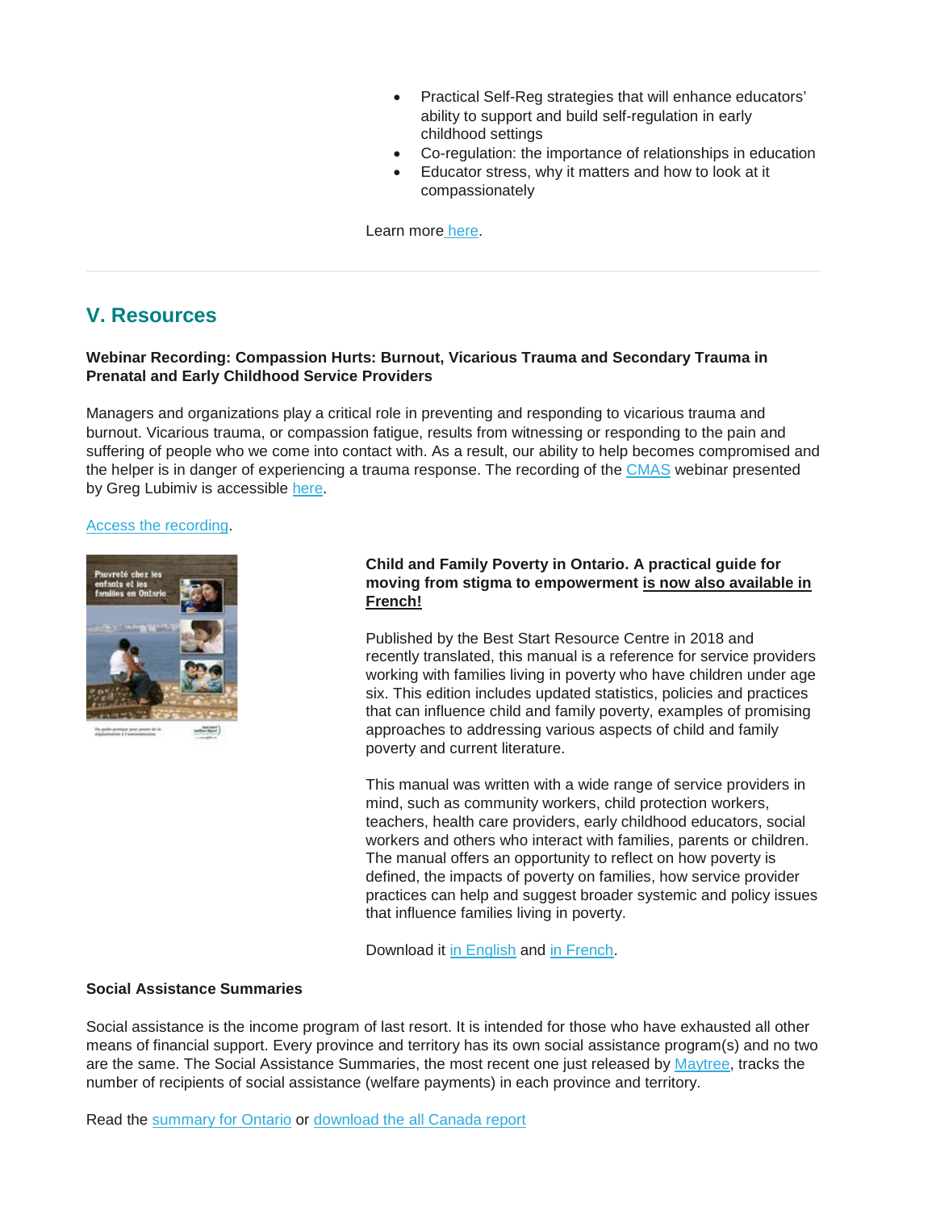- Practical Self-Reg strategies that will enhance educators' ability to support and build self-regulation in early childhood settings
- Co-regulation: the importance of relationships in education
- Educator stress, why it matters and how to look at it compassionately

Learn more here.

---

## V. Resources

**Webinar Recording: Compassion Hurts: Burnout, Vicarious Trauma and Secondary Trauma in Prenatal and Early Childhood Service Providers**

Managers and organizations play a critical role in preventing and responding to vicarious trauma and burnout. Vicarious trauma, or compassion fatigue, results from witnessing or responding to the pain and suffering of people who we come into contact with. As a result, our ability to help becomes compromised and the helper is in danger of experiencing a trauma response. The recording of the CMAS webinar presented by Greg Lubimiv is accessible here.

Access the recording.

**Child and Family Poverty in Ontario. A practical guide for moving from stigma to empowerment <u>is now also available in French!</u>**

Published by the Best Start Resource Centre in 2018 and recently translated, this manual is a reference for service providers working with families living in poverty who have children under age six. This edition includes updated statistics, policies and practices that can influence child and family poverty, examples of promising approaches to addressing various aspects of child and family poverty and current literature.

This manual was written with a wide range of service providers in mind, such as community workers, child protection workers, teachers, health care providers, early childhood educators, social workers and others who interact with families, parents or children. The manual offers an opportunity to reflect on how poverty is defined, the impacts of poverty on families, how service provider practices can help and suggest broader systemic and policy issues that influence families living in poverty.

Download it in English and in French.

**Social Assistance Summaries**

Social assistance is the income program of last resort. It is intended for those who have exhausted all other means of financial support. Every province and territory has its own social assistance program(s) and no two are the same. The Social Assistance Summaries, the most recent one just released by Maytree, tracks the number of recipients of social assistance (welfare payments) in each province and territory.

Read the summary for Ontario or download the all Canada report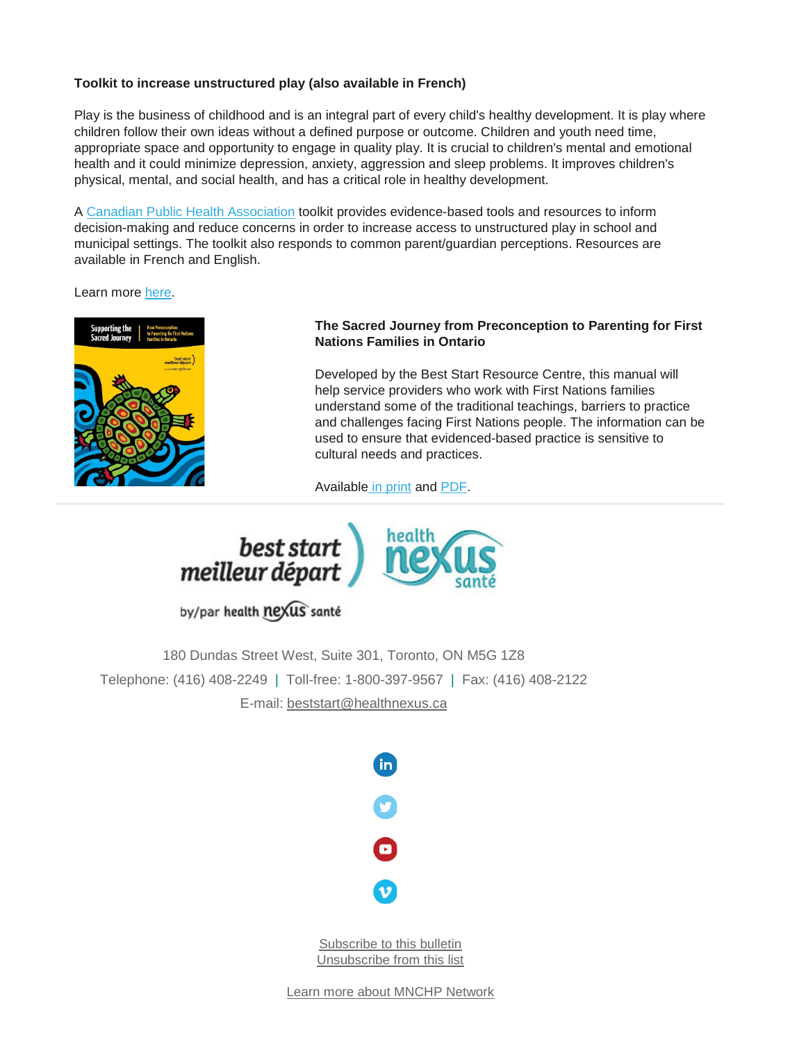**Toolkit to increase unstructured play (also available in French)**

Play is the business of childhood and is an integral part of every child's healthy development. It is play where children follow their own ideas without a defined purpose or outcome. Children and youth need time, appropriate space and opportunity to engage in quality play. It is crucial to children's mental and emotional health and it could minimize depression, anxiety, aggression and sleep problems. It improves children's physical, mental, and social health, and has a critical role in healthy development.

A Canadian Public Health Association toolkit provides evidence-based tools and resources to inform decision-making and reduce concerns in order to increase access to unstructured play in school and municipal settings. The toolkit also responds to common parent/guardian perceptions. Resources are available in French and English.

Learn more here.

**The Sacred Journey from Preconception to Parenting for First Nations Families in Ontario**

Developed by the Best Start Resource Centre, this manual will help service providers who work with First Nations families understand some of the traditional teachings, barriers to practice and challenges facing First Nations people. The information can be used to ensure that evidenced-based practice is sensitive to cultural needs and practices.

Available in print and PDF.

---

180 Dundas Street West, Suite 301, Toronto, ON M5G 1Z8

Telephone: (416) 408-2249 | Toll-free: 1-800-397-9567 | Fax: (416) 408-2122

E-mail: beststart@healthnexus.ca

Subscribe to this bulletin
Unsubscribe from this list

Learn more about MNCHP Network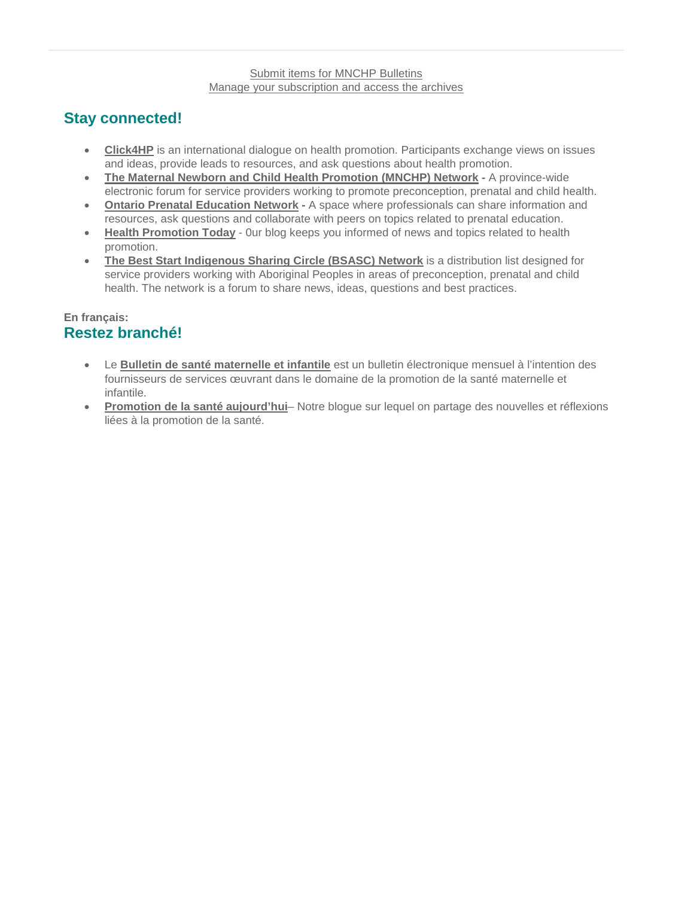Submit items for MNCHP Bulletins
Manage your subscription and access the archives

## Stay connected!

- **Click4HP** is an international dialogue on health promotion. Participants exchange views on issues and ideas, provide leads to resources, and ask questions about health promotion.
- **The Maternal Newborn and Child Health Promotion (MNCHP) Network -** A province-wide electronic forum for service providers working to promote preconception, prenatal and child health.
- **Ontario Prenatal Education Network -** A space where professionals can share information and resources, ask questions and collaborate with peers on topics related to prenatal education.
- **Health Promotion Today** - 0ur blog keeps you informed of news and topics related to health promotion.
- **The Best Start Indigenous Sharing Circle (BSASC) Network** is a distribution list designed for service providers working with Aboriginal Peoples in areas of preconception, prenatal and child health. The network is a forum to share news, ideas, questions and best practices.

**En français:**

## Restez branché!

- Le **Bulletin de santé maternelle et infantile** est un bulletin électronique mensuel à l'intention des fournisseurs de services œuvrant dans le domaine de la promotion de la santé maternelle et infantile.
- **Promotion de la santé aujourd'hui**– Notre blogue sur lequel on partage des nouvelles et réflexions liées à la promotion de la santé.